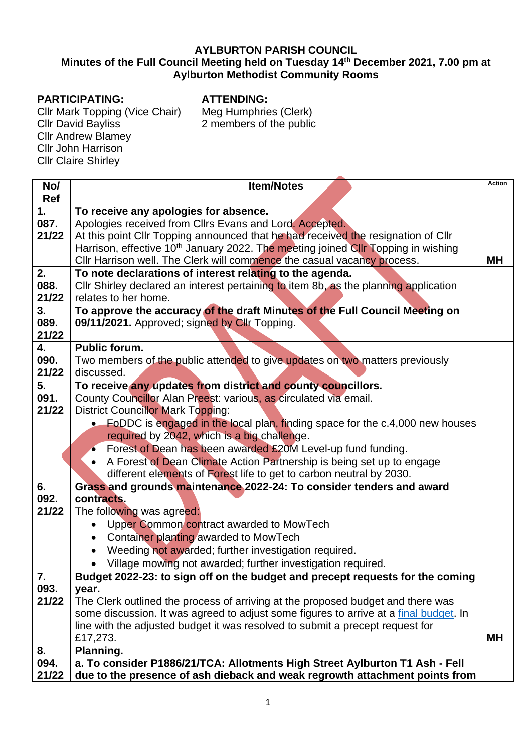**AYLBURTON PARISH COUNCIL**
**Minutes of the Full Council Meeting held on Tuesday 14th December 2021, 7.00 pm at Aylburton Methodist Community Rooms**

**PARTICIPATING:**
Cllr Mark Topping (Vice Chair)
Cllr David Bayliss
Cllr Andrew Blamey
Cllr John Harrison
Cllr Claire Shirley

**ATTENDING:**
Meg Humphries (Clerk)
2 members of the public

| No/ Ref | Item/Notes | Action |
|---|---|---|
| **1. 087. 21/22** | **To receive any apologies for absence.** Apologies received from Cllrs Evans and Lord. Accepted. At this point Cllr Topping announced that he had received the resignation of Cllr Harrison, effective 10th January 2022. The meeting joined Cllr Topping in wishing Cllr Harrison well. The Clerk will commence the casual vacancy process. | **MH** |
| **2. 088. 21/22** | **To note declarations of interest relating to the agenda.** Cllr Shirley declared an interest pertaining to item 8b, as the planning application relates to her home. | |
| **3. 089. 21/22** | **To approve the accuracy of the draft Minutes of the Full Council Meeting on 09/11/2021.** Approved; signed by Cllr Topping. | |
| **4. 090. 21/22** | **Public forum.** Two members of the public attended to give updates on two matters previously discussed. | |
| **5. 091. 21/22** | **To receive any updates from district and county councillors.** County Councillor Alan Preest: various, as circulated via email. District Councillor Mark Topping: <br>• FoDDC is engaged in the local plan, finding space for the c.4,000 new houses required by 2042, which is a big challenge. <br>• Forest of Dean has been awarded £20M Level-up fund funding. <br>• A Forest of Dean Climate Action Partnership is being set up to engage different elements of Forest life to get to carbon neutral by 2030. | |
| **6. 092. 21/22** | **Grass and grounds maintenance 2022-24: To consider tenders and award contracts.** The following was agreed: <br>• Upper Common contract awarded to MowTech <br>• Container planting awarded to MowTech <br>• Weeding not awarded; further investigation required. <br>• Village mowing not awarded; further investigation required. | |
| **7. 093. 21/22** | **Budget 2022-23: to sign off on the budget and precept requests for the coming year.** The Clerk outlined the process of arriving at the proposed budget and there was some discussion. It was agreed to adjust some figures to arrive at a final budget. In line with the adjusted budget it was resolved to submit a precept request for £17,273. | **MH** |
| **8. 094. 21/22** | **Planning.** **a. To consider P1886/21/TCA: Allotments High Street Aylburton T1 Ash - Fell due to the presence of ash dieback and weak regrowth attachment points from** | |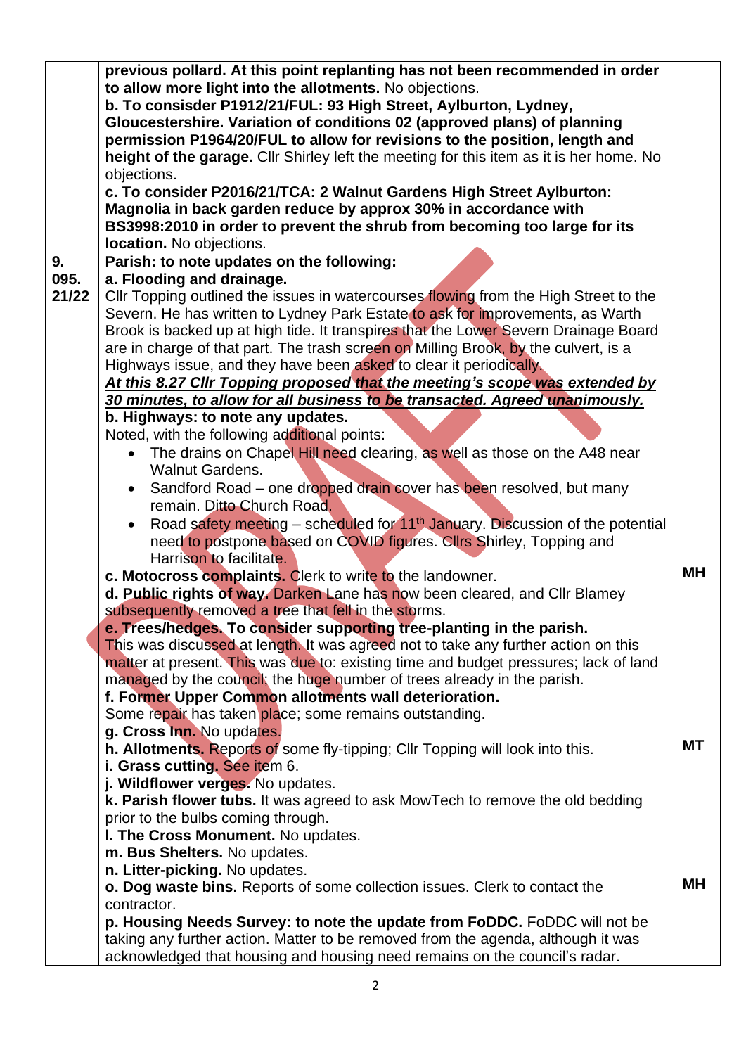| | | |
|---|---|---|
| | **previous pollard. At this point replanting has not been recommended in order to allow more light into the allotments.** No objections.<br>**b. To consisder P1912/21/FUL: 93 High Street, Aylburton, Lydney, Gloucestershire. Variation of conditions 02 (approved plans) of planning permission P1964/20/FUL to allow for revisions to the position, length and height of the garage.** Cllr Shirley left the meeting for this item as it is her home. No objections.<br>**c. To consider P2016/21/TCA: 2 Walnut Gardens High Street Aylburton: Magnolia in back garden reduce by approx 30% in accordance with BS3998:2010 in order to prevent the shrub from becoming too large for its location.** No objections. | |
| **9. 095. 21/22** | **Parish: to note updates on the following:**<br>**a. Flooding and drainage.**<br>Cllr Topping outlined the issues in watercourses flowing from the High Street to the Severn. He has written to Lydney Park Estate to ask for improvements, as Warth Brook is backed up at high tide. It transpires that the Lower Severn Drainage Board are in charge of that part. The trash screen on Milling Brook, by the culvert, is a Highways issue, and they have been asked to clear it periodically.<br>***At this 8.27 Cllr Topping proposed that the meeting's scope was extended by 30 minutes, to allow for all business to be transacted. Agreed unanimously.***<br>**b. Highways: to note any updates.**<br>Noted, with the following additional points:<br>• The drains on Chapel Hill need clearing, as well as those on the A48 near Walnut Gardens.<br>• Sandford Road – one dropped drain cover has been resolved, but many remain. Ditto Church Road.<br>• Road safety meeting – scheduled for 11th January. Discussion of the potential need to postpone based on COVID figures. Cllrs Shirley, Topping and Harrison to facilitate.<br>**c. Motocross complaints.** Clerk to write to the landowner.<br>**d. Public rights of way.** Darken Lane has now been cleared, and Cllr Blamey subsequently removed a tree that fell in the storms.<br>**e. Trees/hedges. To consider supporting tree-planting in the parish.**<br>This was discussed at length. It was agreed not to take any further action on this matter at present. This was due to: existing time and budget pressures; lack of land managed by the council; the huge number of trees already in the parish.<br>**f. Former Upper Common allotments wall deterioration.**<br>Some repair has taken place; some remains outstanding.<br>**g. Cross Inn.** No updates.<br>**h. Allotments.** Reports of some fly-tipping; Cllr Topping will look into this.<br>**i. Grass cutting.** See item 6.<br>**j. Wildflower verges.** No updates.<br>**k. Parish flower tubs.** It was agreed to ask MowTech to remove the old bedding prior to the bulbs coming through.<br>**l. The Cross Monument.** No updates.<br>**m. Bus Shelters.** No updates.<br>**n. Litter-picking.** No updates.<br>**o. Dog waste bins.** Reports of some collection issues. Clerk to contact the contractor.<br>**p. Housing Needs Survey: to note the update from FoDDC.** FoDDC will not be taking any further action. Matter to be removed from the agenda, although it was acknowledged that housing and housing need remains on the council's radar. | **MH**<br><br>**MT**<br><br>**MH** |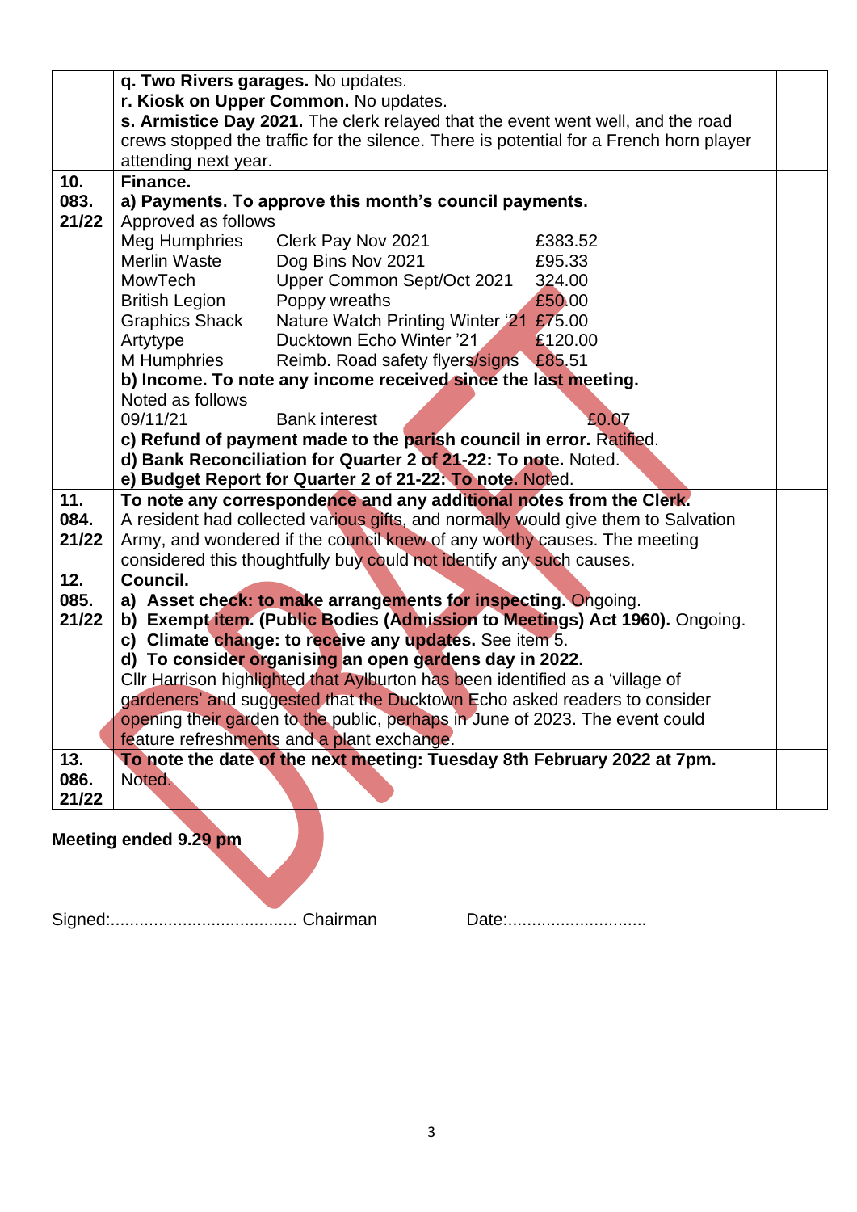| | | |
|---|---|---|
| | **q. Two Rivers garages.** No updates.<br>**r. Kiosk on Upper Common.** No updates.<br>**s. Armistice Day 2021.** The clerk relayed that the event went well, and the road crews stopped the traffic for the silence. There is potential for a French horn player attending next year. | |
| **10. 083. 21/22** | **Finance.**<br>**a) Payments. To approve this month's council payments.**<br>Approved as follows<br>Meg Humphries — Clerk Pay Nov 2021 — £383.52<br>Merlin Waste — Dog Bins Nov 2021 — £95.33<br>MowTech — Upper Common Sept/Oct 2021 — 324.00<br>British Legion — Poppy wreaths — £50.00<br>Graphics Shack — Nature Watch Printing Winter '21 — £75.00<br>Artytype — Ducktown Echo Winter '21 — £120.00<br>M Humphries — Reimb. Road safety flyers/signs — £85.51<br>**b) Income. To note any income received since the last meeting.**<br>Noted as follows<br>09/11/21 — Bank interest — £0.07<br>**c) Refund of payment made to the parish council in error.** Ratified.<br>**d) Bank Reconciliation for Quarter 2 of 21-22: To note.** Noted.<br>**e) Budget Report for Quarter 2 of 21-22: To note.** Noted. | |
| **11. 084. 21/22** | **To note any correspondence and any additional notes from the Clerk.**<br>A resident had collected various gifts, and normally would give them to Salvation Army, and wondered if the council knew of any worthy causes. The meeting considered this thoughtfully buy could not identify any such causes. | |
| **12. 085. 21/22** | **Council.**<br>**a) Asset check: to make arrangements for inspecting.** Ongoing.<br>**b) Exempt item. (Public Bodies (Admission to Meetings) Act 1960).** Ongoing.<br>**c) Climate change: to receive any updates.** See item 5.<br>**d) To consider organising an open gardens day in 2022.**<br>Cllr Harrison highlighted that Aylburton has been identified as a 'village of gardeners' and suggested that the Ducktown Echo asked readers to consider opening their garden to the public, perhaps in June of 2023. The event could feature refreshments and a plant exchange. | |
| **13. 086. 21/22** | **To note the date of the next meeting: Tuesday 8th February 2022 at 7pm.**<br>Noted. | |

**Meeting ended 9.29 pm**

Signed:...................................... Chairman Date:............................